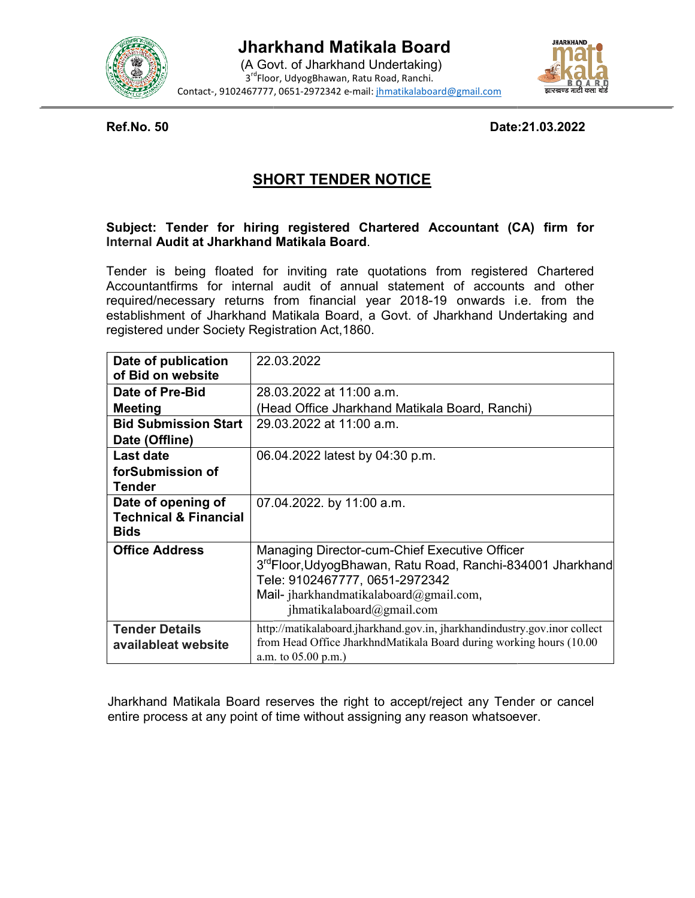# Jharkhand Matikala Board

(A Govt. of Jharkhand Undertaking)
3rd Floor, UdyogBhawan, Ratu Road, Ranchi.
Contact-, 9102467777, 0651-2972342 e-mail: jhmatikalaboard@gmail.com

**Ref.No. 50** **Date:21.03.2022**

## SHORT TENDER NOTICE

**Subject: Tender for hiring registered Chartered Accountant (CA) firm for Internal Audit at Jharkhand Matikala Board**.

Tender is being floated for inviting rate quotations from registered Chartered Accountantfirms for internal audit of annual statement of accounts and other required/necessary returns from financial year 2018-19 onwards i.e. from the establishment of Jharkhand Matikala Board, a Govt. of Jharkhand Undertaking and registered under Society Registration Act,1860.

| | |
|---|---|
| **Date of publication of Bid on website** | 22.03.2022 |
| **Date of Pre-Bid Meeting** | 28.03.2022 at 11:00 a.m.<br>(Head Office Jharkhand Matikala Board, Ranchi) |
| **Bid Submission Start Date (Offline)** | 29.03.2022 at 11:00 a.m. |
| **Last date forSubmission of Tender** | 06.04.2022 latest by 04:30 p.m. |
| **Date of opening of Technical & Financial Bids** | 07.04.2022. by 11:00 a.m. |
| **Office Address** | Managing Director-cum-Chief Executive Officer<br>3rdFloor,UdyogBhawan, Ratu Road, Ranchi-834001 Jharkhand<br>Tele: 9102467777, 0651-2972342<br>Mail- jharkhandmatikalaboard@gmail.com,<br>jhmatikalaboard@gmail.com |
| **Tender Details availableat website** | http://matikalaboard.jharkhand.gov.in, jharkhandindustry.gov.inor collect from Head Office JharkhndMatikala Board during working hours (10.00 a.m. to 05.00 p.m.) |

Jharkhand Matikala Board reserves the right to accept/reject any Tender or cancel entire process at any point of time without assigning any reason whatsoever.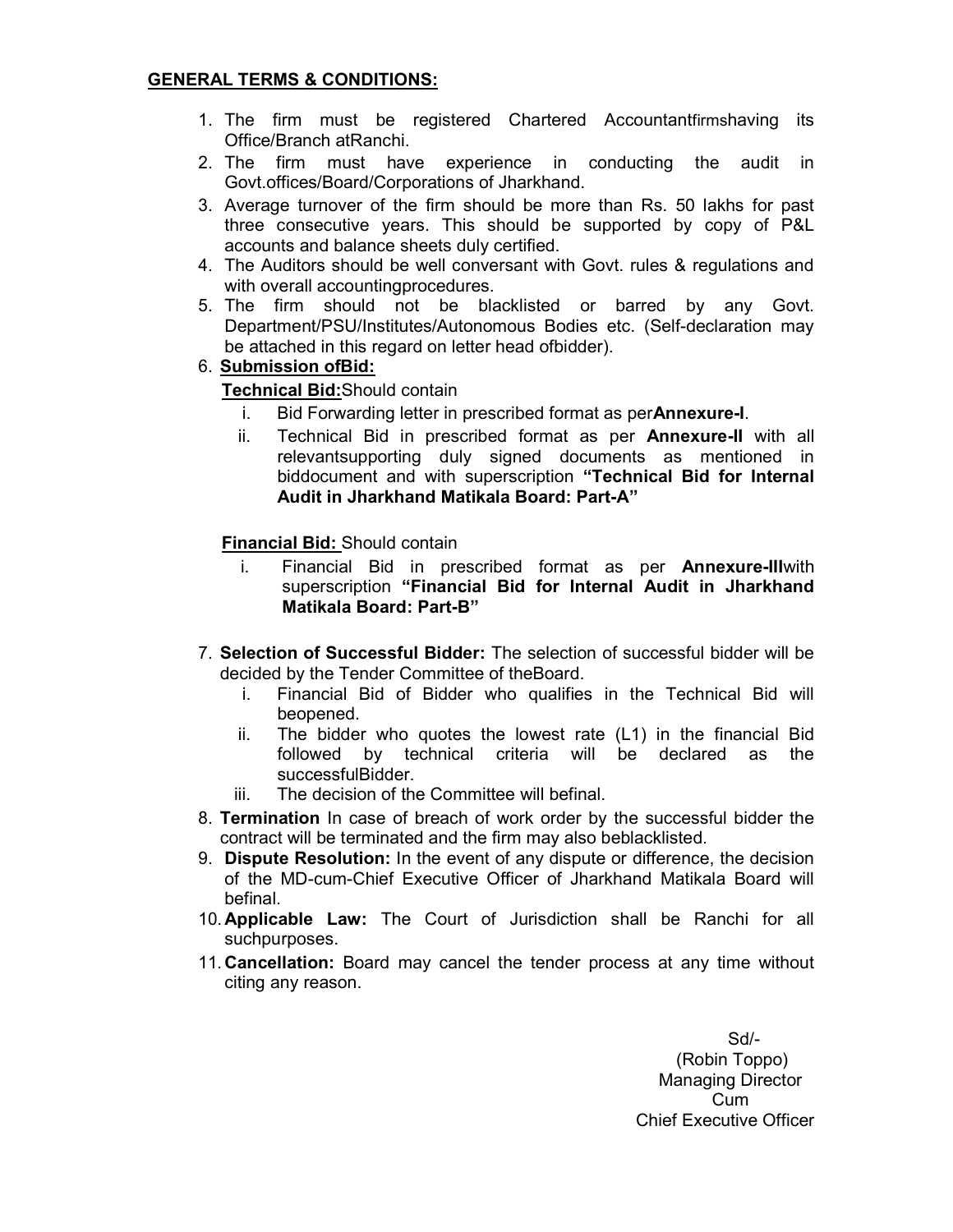**GENERAL TERMS & CONDITIONS:**

1. The firm must be registered Chartered Accountantfirmshaving its Office/Branch atRanchi.
2. The firm must have experience in conducting the audit in Govt.offices/Board/Corporations of Jharkhand.
3. Average turnover of the firm should be more than Rs. 50 lakhs for past three consecutive years. This should be supported by copy of P&L accounts and balance sheets duly certified.
4. The Auditors should be well conversant with Govt. rules & regulations and with overall accountingprocedures.
5. The firm should not be blacklisted or barred by any Govt. Department/PSU/Institutes/Autonomous Bodies etc. (Self-declaration may be attached in this regard on letter head ofbidder).
6. **Submission ofBid:**

   **Technical Bid:**Should contain

   i. Bid Forwarding letter in prescribed format as per**Annexure-I**.
   ii. Technical Bid in prescribed format as per **Annexure-II** with all relevantsupporting duly signed documents as mentioned in biddocument and with superscription **"Technical Bid for Internal Audit in Jharkhand Matikala Board: Part-A"**

   **Financial Bid:** Should contain

   i. Financial Bid in prescribed format as per **Annexure-III**with superscription **"Financial Bid for Internal Audit in Jharkhand Matikala Board: Part-B"**

7. **Selection of Successful Bidder:** The selection of successful bidder will be decided by the Tender Committee of theBoard.
   i. Financial Bid of Bidder who qualifies in the Technical Bid will beopened.
   ii. The bidder who quotes the lowest rate (L1) in the financial Bid followed by technical criteria will be declared as the successfulBidder.
   iii. The decision of the Committee will befinal.
8. **Termination** In case of breach of work order by the successful bidder the contract will be terminated and the firm may also beblacklisted.
9. **Dispute Resolution:** In the event of any dispute or difference, the decision of the MD-cum-Chief Executive Officer of Jharkhand Matikala Board will befinal.
10. **Applicable Law:** The Court of Jurisdiction shall be Ranchi for all suchpurposes.
11. **Cancellation:** Board may cancel the tender process at any time without citing any reason.

Sd/-
(Robin Toppo)
Managing Director
Cum
Chief Executive Officer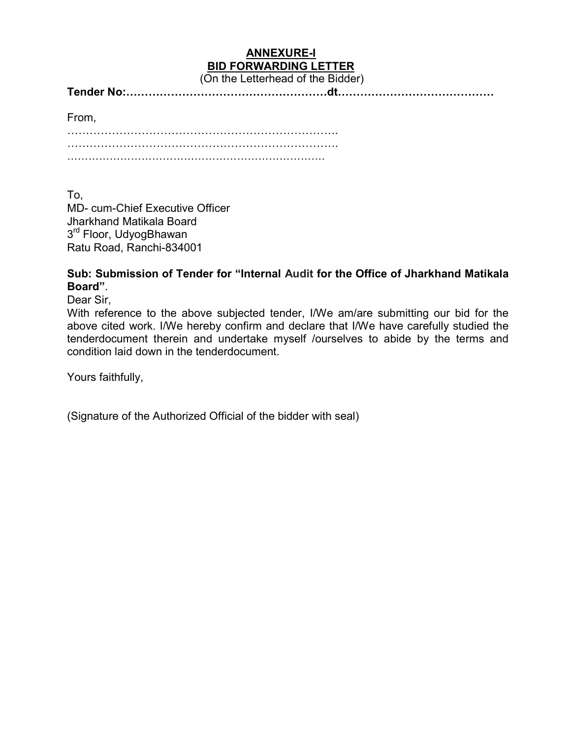**ANNEXURE-I**

**BID FORWARDING LETTER**

(On the Letterhead of the Bidder)

**Tender No:………………………………………………dt.…………………………………**

From,

………………………………………………………………

………………………………………………………………

………………………………………………………………

To,
MD- cum-Chief Executive Officer
Jharkhand Matikala Board
3rd Floor, UdyogBhawan
Ratu Road, Ranchi-834001

**Sub: Submission of Tender for "Internal Audit for the Office of Jharkhand Matikala Board"**.

Dear Sir,

With reference to the above subjected tender, I/We am/are submitting our bid for the above cited work. I/We hereby confirm and declare that I/We have carefully studied the tenderdocument therein and undertake myself /ourselves to abide by the terms and condition laid down in the tenderdocument.

Yours faithfully,

(Signature of the Authorized Official of the bidder with seal)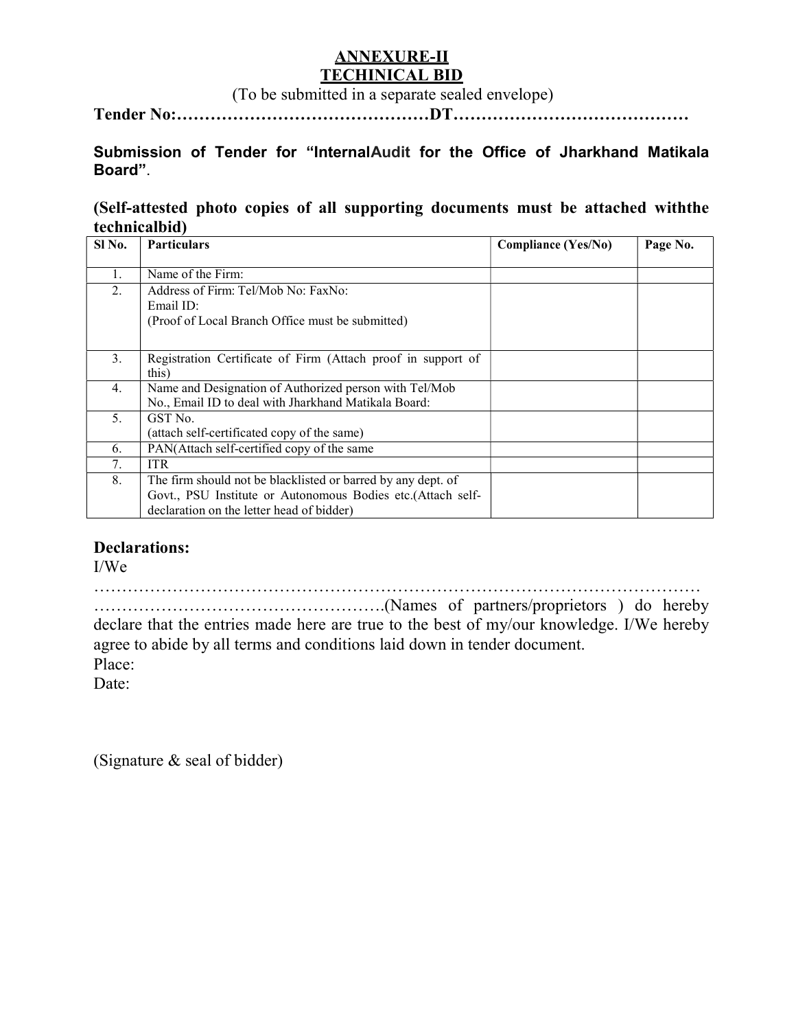**ANNEXURE-II**

**TECHINICAL BID**

(To be submitted in a separate sealed envelope)

**Tender No:………………………………………DT……………………………………**

**Submission of Tender for "InternalAudit for the Office of Jharkhand Matikala Board".**

**(Self-attested photo copies of all supporting documents must be attached withthe technicalbid)**

| Sl No. | Particulars | Compliance (Yes/No) | Page No. |
|---|---|---|---|
| 1. | Name of the Firm: | | |
| 2. | Address of Firm: Tel/Mob No: FaxNo:<br>Email ID:<br>(Proof of Local Branch Office must be submitted) | | |
| 3. | Registration Certificate of Firm (Attach proof in support of this) | | |
| 4. | Name and Designation of Authorized person with Tel/Mob No., Email ID to deal with Jharkhand Matikala Board: | | |
| 5. | GST No.<br>(attach self-certificated copy of the same) | | |
| 6. | PAN(Attach self-certified copy of the same | | |
| 7. | ITR | | |
| 8. | The firm should not be blacklisted or barred by any dept. of Govt., PSU Institute or Autonomous Bodies etc.(Attach self-declaration on the letter head of bidder) | | |

**Declarations:**

I/We

……………………………………………………………………………………………

…………………………………………….(Names of partners/proprietors ) do hereby declare that the entries made here are true to the best of my/our knowledge. I/We hereby agree to abide by all terms and conditions laid down in tender document.

Place:

Date:

(Signature & seal of bidder)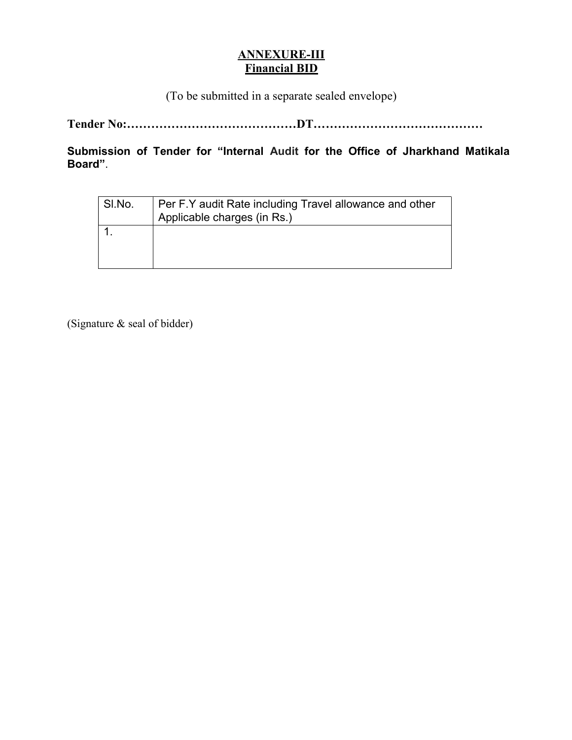**ANNEXURE-III**
**Financial BID**

(To be submitted in a separate sealed envelope)

**Tender No:……………………………………DT……………………………………**

**Submission of Tender for "Internal Audit for the Office of Jharkhand Matikala Board"**.

| Sl.No. | Per F.Y audit Rate including Travel allowance and other Applicable charges (in Rs.) |
|---|---|
| 1. | |

(Signature & seal of bidder)